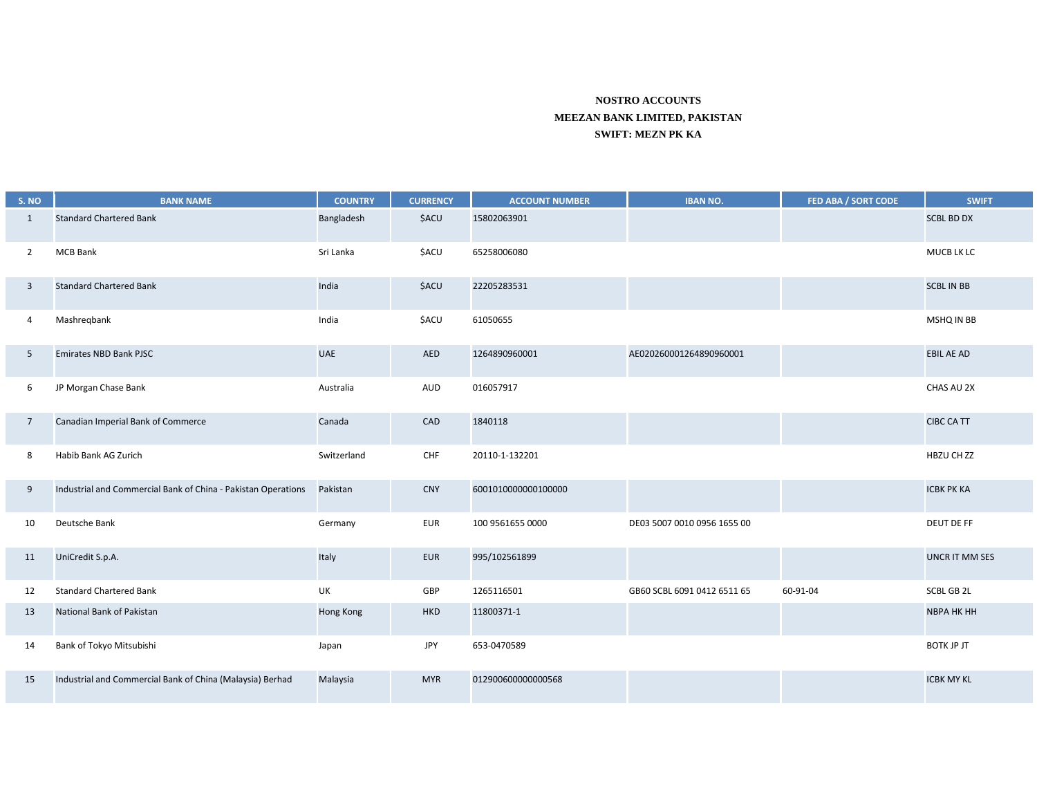**NOSTRO ACCOUNTS**
**MEEZAN BANK LIMITED, PAKISTAN**
**SWIFT: MEZN PK KA**

| S. NO | BANK NAME | COUNTRY | CURRENCY | ACCOUNT NUMBER | IBAN NO. | FED ABA / SORT CODE | SWIFT |
|---|---|---|---|---|---|---|---|
| 1 | Standard Chartered Bank | Bangladesh | $ACU | 15802063901 | | | SCBL BD DX |
| 2 | MCB Bank | Sri Lanka | $ACU | 65258006080 | | | MUCB LK LC |
| 3 | Standard Chartered Bank | India | $ACU | 22205283531 | | | SCBL IN BB |
| 4 | Mashreqbank | India | $ACU | 61050655 | | | MSHQ IN BB |
| 5 | Emirates NBD Bank PJSC | UAE | AED | 1264890960001 | AE020260001264890960001 | | EBIL AE AD |
| 6 | JP Morgan Chase Bank | Australia | AUD | 016057917 | | | CHAS AU 2X |
| 7 | Canadian Imperial Bank of Commerce | Canada | CAD | 1840118 | | | CIBC CA TT |
| 8 | Habib Bank AG Zurich | Switzerland | CHF | 20110-1-132201 | | | HBZU CH ZZ |
| 9 | Industrial and Commercial Bank of China - Pakistan Operations | Pakistan | CNY | 6001010000000100000 | | | ICBK PK KA |
| 10 | Deutsche Bank | Germany | EUR | 100 9561655 0000 | DE03 5007 0010 0956 1655 00 | | DEUT DE FF |
| 11 | UniCredit S.p.A. | Italy | EUR | 995/102561899 | | | UNCR IT MM SES |
| 12 | Standard Chartered Bank | UK | GBP | 1265116501 | GB60 SCBL 6091 0412 6511 65 | 60-91-04 | SCBL GB 2L |
| 13 | National Bank of Pakistan | Hong Kong | HKD | 11800371-1 | | | NBPA HK HH |
| 14 | Bank of Tokyo Mitsubishi | Japan | JPY | 653-0470589 | | | BOTK JP JT |
| 15 | Industrial and Commercial Bank of China (Malaysia) Berhad | Malaysia | MYR | 012900600000000568 | | | ICBK MY KL |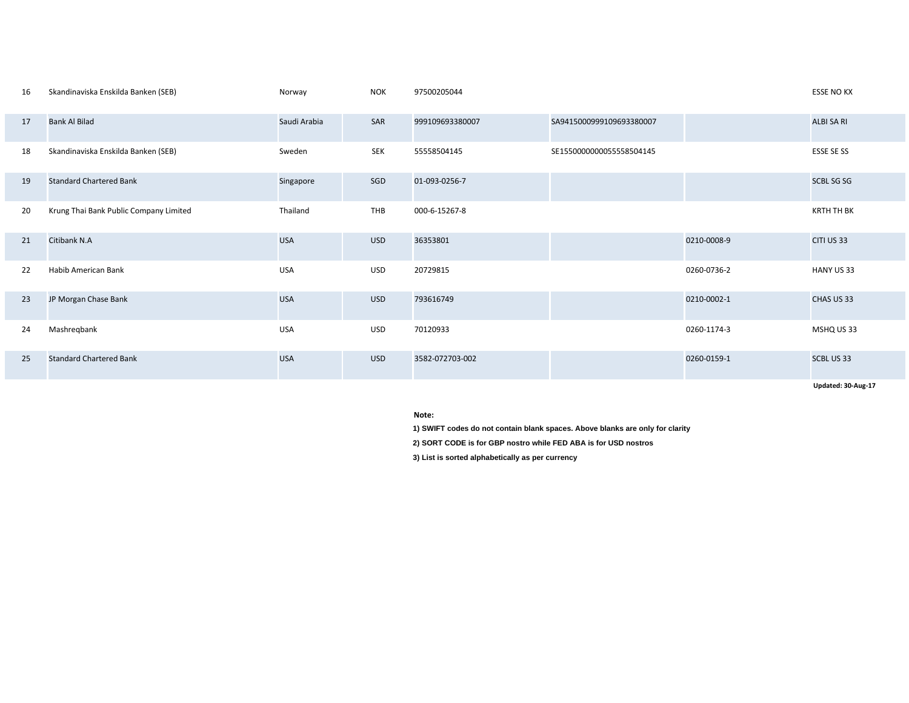| | | | | | | | |
|---|---|---|---|---|---|---|---|
| 16 | Skandinaviska Enskilda Banken (SEB) | Norway | NOK | 97500205044 | | | ESSE NO KX |
| 17 | Bank Al Bilad | Saudi Arabia | SAR | 999109693380007 | SA9415000999109693380007 | | ALBI SA RI |
| 18 | Skandinaviska Enskilda Banken (SEB) | Sweden | SEK | 55558504145 | SE1550000000055558504145 | | ESSE SE SS |
| 19 | Standard Chartered Bank | Singapore | SGD | 01-093-0256-7 | | | SCBL SG SG |
| 20 | Krung Thai Bank Public Company Limited | Thailand | THB | 000-6-15267-8 | | | KRTH TH BK |
| 21 | Citibank N.A | USA | USD | 36353801 | | 0210-0008-9 | CITI US 33 |
| 22 | Habib American Bank | USA | USD | 20729815 | | 0260-0736-2 | HANY US 33 |
| 23 | JP Morgan Chase Bank | USA | USD | 793616749 | | 0210-0002-1 | CHAS US 33 |
| 24 | Mashreqbank | USA | USD | 70120933 | | 0260-1174-3 | MSHQ US 33 |
| 25 | Standard Chartered Bank | USA | USD | 3582-072703-002 | | 0260-0159-1 | SCBL US 33 |

**Updated: 30-Aug-17**

**Note:**

**1) SWIFT codes do not contain blank spaces. Above blanks are only for clarity**

**2) SORT CODE is for GBP nostro while FED ABA is for USD nostros**

**3) List is sorted alphabetically as per currency**